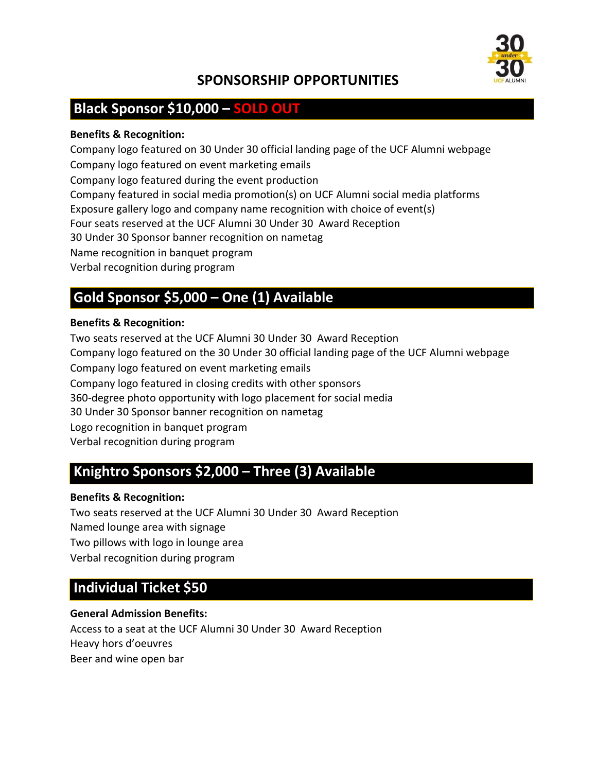# SPONSORSHIP OPPORTUNITIES

## Black Sponsor $10,000 – SOLD OUT

**Benefits & Recognition:**

Company logo featured on 30 Under 30 official landing page of the UCF Alumni webpage
Company logo featured on event marketing emails
Company logo featured during the event production
Company featured in social media promotion(s) on UCF Alumni social media platforms
Exposure gallery logo and company name recognition with choice of event(s)
Four seats reserved at the UCF Alumni 30 Under 30 Award Reception
30 Under 30 Sponsor banner recognition on nametag
Name recognition in banquet program
Verbal recognition during program

## Gold Sponsor $5,000 – One (1) Available

**Benefits & Recognition:**

Two seats reserved at the UCF Alumni 30 Under 30 Award Reception
Company logo featured on the 30 Under 30 official landing page of the UCF Alumni webpage
Company logo featured on event marketing emails
Company logo featured in closing credits with other sponsors
360-degree photo opportunity with logo placement for social media
30 Under 30 Sponsor banner recognition on nametag
Logo recognition in banquet program
Verbal recognition during program

## Knightro Sponsors $2,000 – Three (3) Available

**Benefits & Recognition:**

Two seats reserved at the UCF Alumni 30 Under 30 Award Reception
Named lounge area with signage
Two pillows with logo in lounge area
Verbal recognition during program

## Individual Ticket $50

**General Admission Benefits:**

Access to a seat at the UCF Alumni 30 Under 30 Award Reception
Heavy hors d'oeuvres
Beer and wine open bar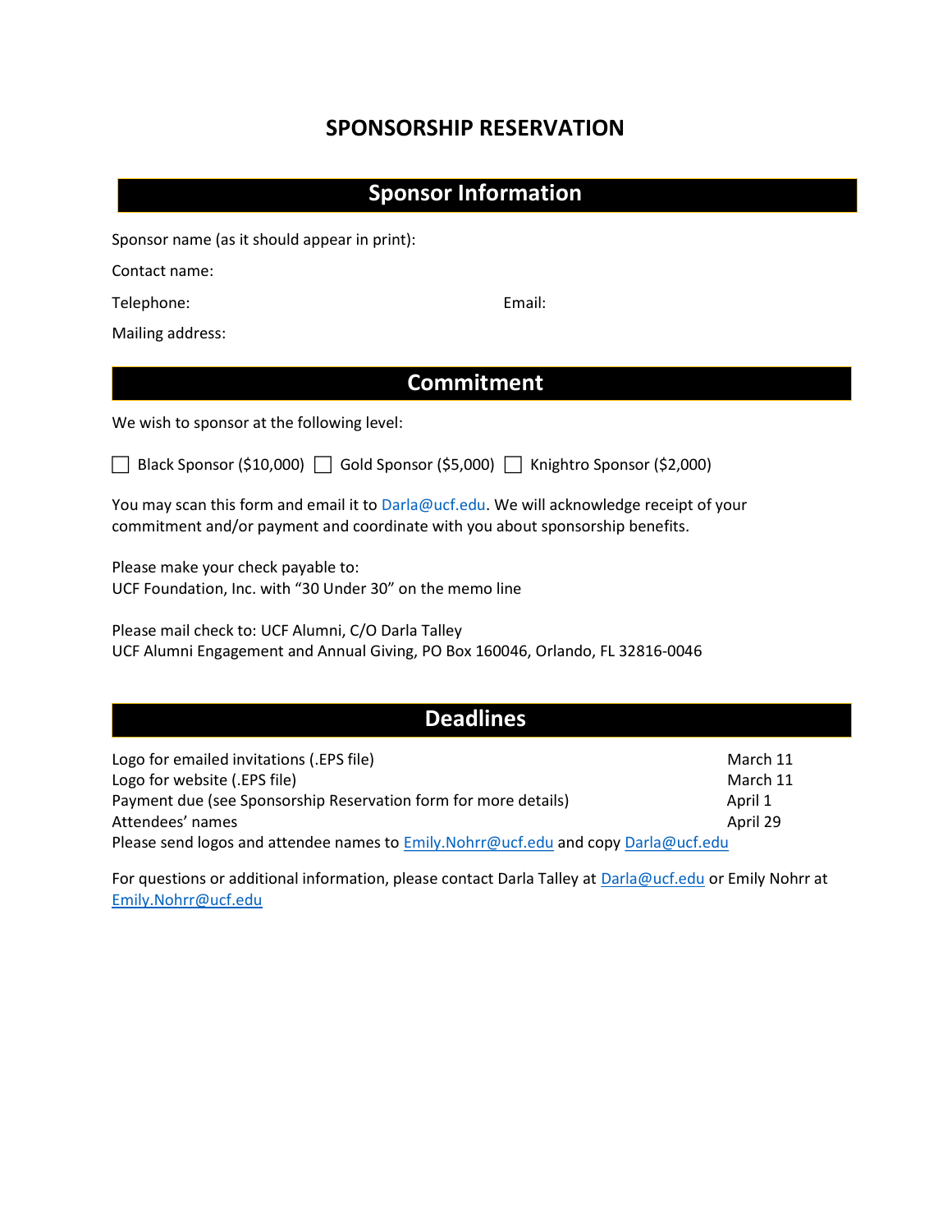# SPONSORSHIP RESERVATION

## Sponsor Information

Sponsor name (as it should appear in print):

Contact name:

Telephone: Email:

Mailing address:

## Commitment

We wish to sponsor at the following level:

☐ Black Sponsor ($10,000) ☐ Gold Sponsor ($5,000) ☐ Knightro Sponsor ($2,000)

You may scan this form and email it to Darla@ucf.edu. We will acknowledge receipt of your commitment and/or payment and coordinate with you about sponsorship benefits.

Please make your check payable to:
UCF Foundation, Inc. with "30 Under 30" on the memo line

Please mail check to: UCF Alumni, C/O Darla Talley
UCF Alumni Engagement and Annual Giving, PO Box 160046, Orlando, FL 32816-0046

## Deadlines

| | |
|---|---|
| Logo for emailed invitations (.EPS file) | March 11 |
| Logo for website (.EPS file) | March 11 |
| Payment due (see Sponsorship Reservation form for more details) | April 1 |
| Attendees' names | April 29 |

Please send logos and attendee names to Emily.Nohrr@ucf.edu and copy Darla@ucf.edu

For questions or additional information, please contact Darla Talley at Darla@ucf.edu or Emily Nohrr at Emily.Nohrr@ucf.edu